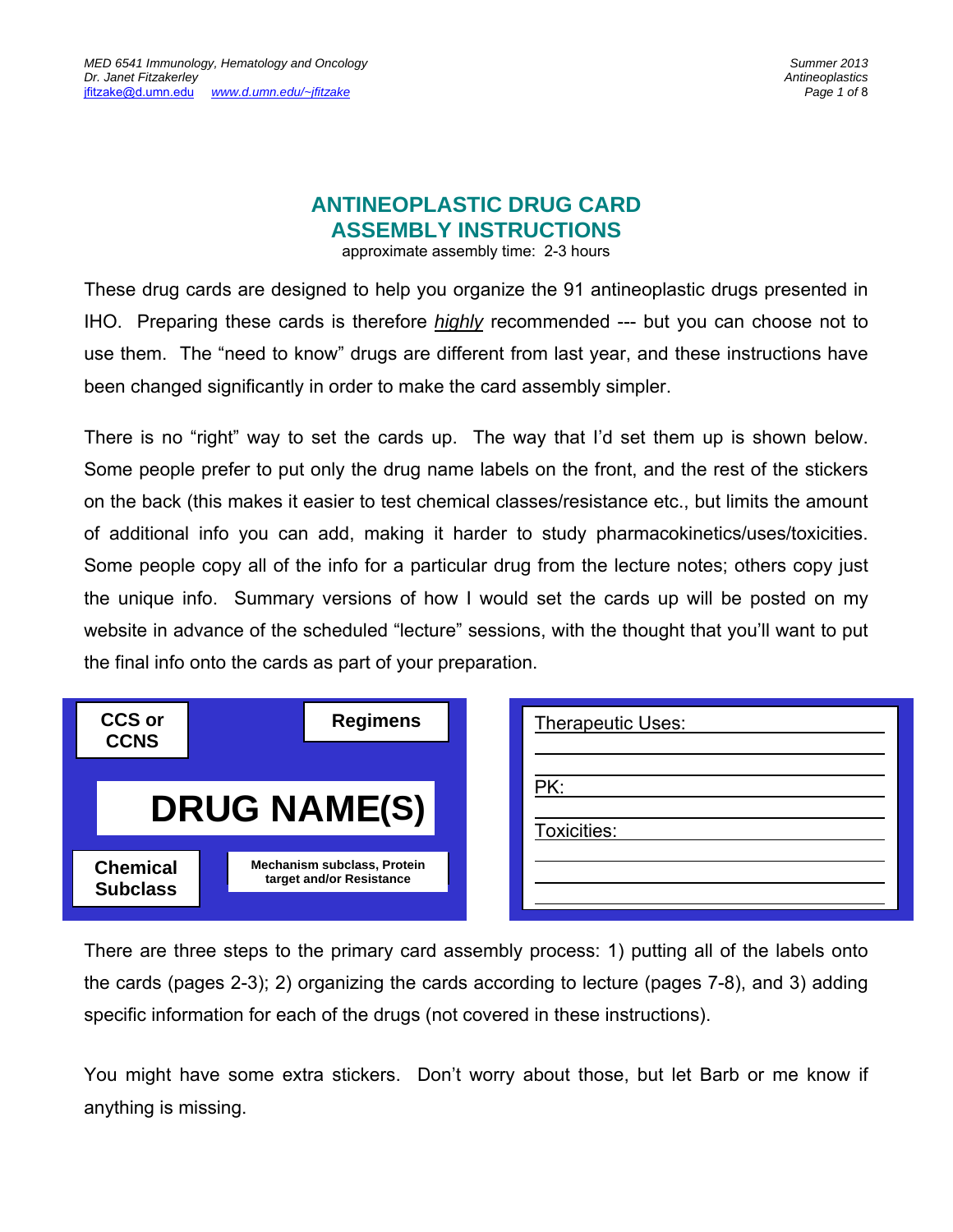# ANTINEOPLASTIC DRUG CARD ASSEMBLY INSTRUCTIONS

approximate assembly time: 2-3 hours

These drug cards are designed to help you organize the 91 antineoplastic drugs presented in IHO. Preparing these cards is therefore *highly* recommended --- but you can choose not to use them. The "need to know" drugs are different from last year, and these instructions have been changed significantly in order to make the card assembly simpler.

There is no "right" way to set the cards up. The way that I'd set them up is shown below. Some people prefer to put only the drug name labels on the front, and the rest of the stickers on the back (this makes it easier to test chemical classes/resistance etc., but limits the amount of additional info you can add, making it harder to study pharmacokinetics/uses/toxicities. Some people copy all of the info for a particular drug from the lecture notes; others copy just the unique info. Summary versions of how I would set the cards up will be posted on my website in advance of the scheduled "lecture" sessions, with the thought that you'll want to put the final info onto the cards as part of your preparation.

**CCS or CCNS** | **Regimens**

**DRUG NAME(S)**

**Chemical Subclass** | **Mechanism subclass, Protein target and/or Resistance**

Therapeutic Uses:

PK:

Toxicities:

There are three steps to the primary card assembly process: 1) putting all of the labels onto the cards (pages 2-3); 2) organizing the cards according to lecture (pages 7-8), and 3) adding specific information for each of the drugs (not covered in these instructions).

You might have some extra stickers. Don't worry about those, but let Barb or me know if anything is missing.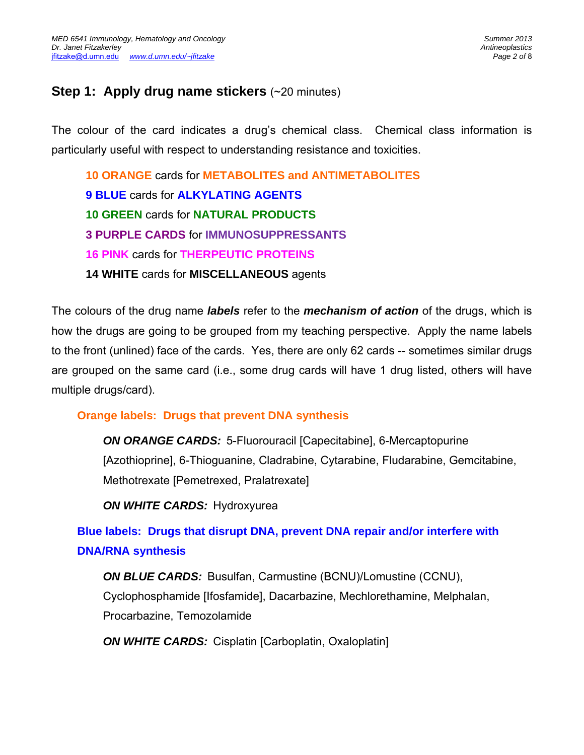## Step 1: Apply drug name stickers (~20 minutes)

The colour of the card indicates a drug's chemical class. Chemical class information is particularly useful with respect to understanding resistance and toxicities.

**10 ORANGE** cards for **METABOLITES and ANTIMETABOLITES**
**9 BLUE** cards for **ALKYLATING AGENTS**
**10 GREEN** cards for **NATURAL PRODUCTS**
**3 PURPLE CARDS** for **IMMUNOSUPPRESSANTS**
**16 PINK** cards for **THERPEUTIC PROTEINS**
**14 WHITE** cards for **MISCELLANEOUS** agents

The colours of the drug name ***labels*** refer to the ***mechanism of action*** of the drugs, which is how the drugs are going to be grouped from my teaching perspective. Apply the name labels to the front (unlined) face of the cards. Yes, there are only 62 cards -- sometimes similar drugs are grouped on the same card (i.e., some drug cards will have 1 drug listed, others will have multiple drugs/card).

### Orange labels: Drugs that prevent DNA synthesis

***ON ORANGE CARDS:*** 5-Fluorouracil [Capecitabine], 6-Mercaptopurine [Azothioprine], 6-Thioguanine, Cladrabine, Cytarabine, Fludarabine, Gemcitabine, Methotrexate [Pemetrexed, Pralatrexate]

***ON WHITE CARDS:*** Hydroxyurea

### Blue labels: Drugs that disrupt DNA, prevent DNA repair and/or interfere with DNA/RNA synthesis

***ON BLUE CARDS:*** Busulfan, Carmustine (BCNU)/Lomustine (CCNU), Cyclophosphamide [Ifosfamide], Dacarbazine, Mechlorethamine, Melphalan, Procarbazine, Temozolamide

***ON WHITE CARDS:*** Cisplatin [Carboplatin, Oxaloplatin]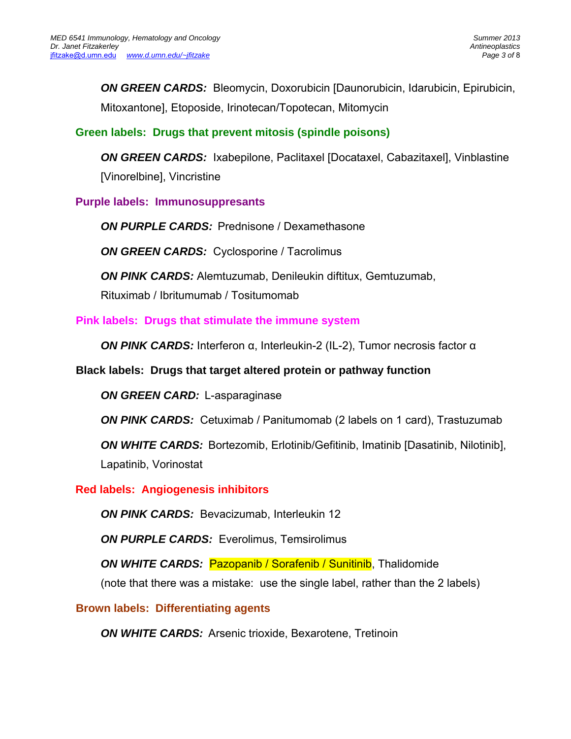***ON GREEN CARDS:*** Bleomycin, Doxorubicin [Daunorubicin, Idarubicin, Epirubicin, Mitoxantone], Etoposide, Irinotecan/Topotecan, Mitomycin

**Green labels: Drugs that prevent mitosis (spindle poisons)**

***ON GREEN CARDS:*** Ixabepilone, Paclitaxel [Docataxel, Cabazitaxel], Vinblastine [Vinorelbine], Vincristine

**Purple labels: Immunosuppresants**

***ON PURPLE CARDS:*** Prednisone / Dexamethasone

***ON GREEN CARDS:*** Cyclosporine / Tacrolimus

***ON PINK CARDS:*** Alemtuzumab, Denileukin diftitux, Gemtuzumab, Rituximab / Ibritumumab / Tositumomab

**Pink labels: Drugs that stimulate the immune system**

***ON PINK CARDS:*** Interferon α, Interleukin-2 (IL-2), Tumor necrosis factor α

**Black labels: Drugs that target altered protein or pathway function**

***ON GREEN CARD:*** L-asparaginase

***ON PINK CARDS:*** Cetuximab / Panitumomab (2 labels on 1 card), Trastuzumab

***ON WHITE CARDS:*** Bortezomib, Erlotinib/Gefitinib, Imatinib [Dasatinib, Nilotinib], Lapatinib, Vorinostat

**Red labels: Angiogenesis inhibitors**

***ON PINK CARDS:*** Bevacizumab, Interleukin 12

***ON PURPLE CARDS:*** Everolimus, Temsirolimus

***ON WHITE CARDS:*** Pazopanib / Sorafenib / Sunitinib, Thalidomide
(note that there was a mistake: use the single label, rather than the 2 labels)

**Brown labels: Differentiating agents**

***ON WHITE CARDS:*** Arsenic trioxide, Bexarotene, Tretinoin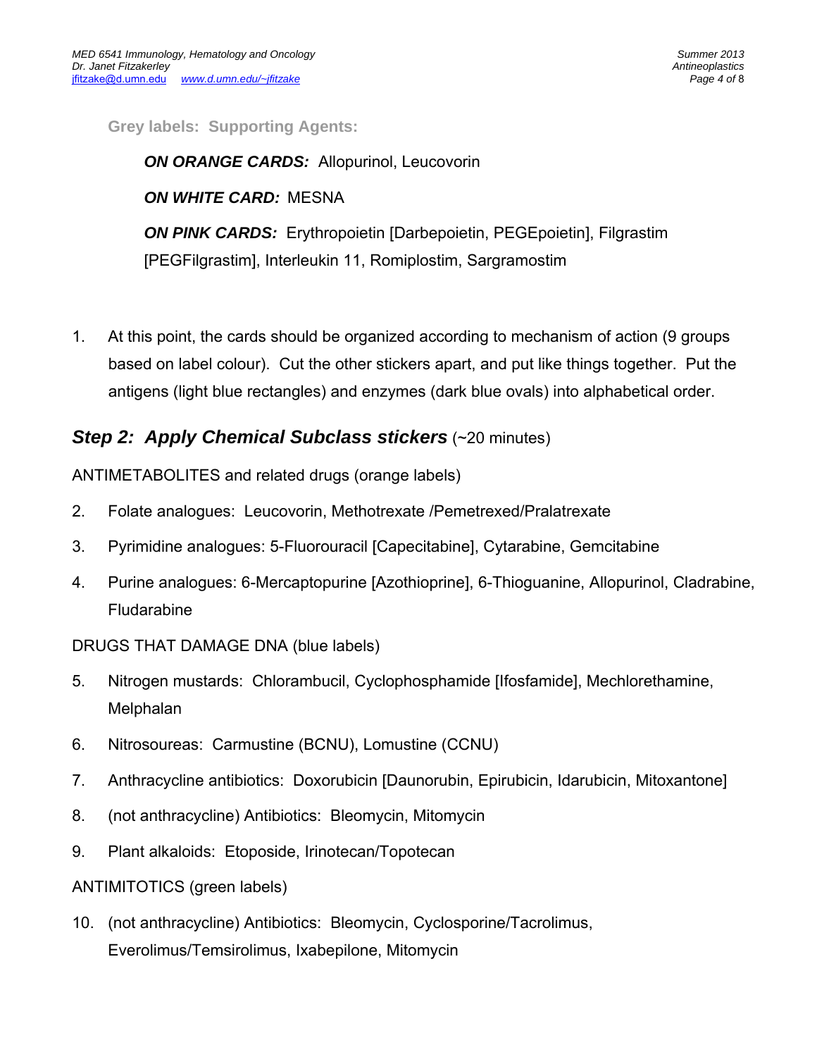**Grey labels: Supporting Agents:**

***ON ORANGE CARDS:*** Allopurinol, Leucovorin

***ON WHITE CARD:*** MESNA

***ON PINK CARDS:*** Erythropoietin [Darbepoietin, PEGEpoietin], Filgrastim [PEGFilgrastim], Interleukin 11, Romiplostim, Sargramostim

1. At this point, the cards should be organized according to mechanism of action (9 groups based on label colour). Cut the other stickers apart, and put like things together. Put the antigens (light blue rectangles) and enzymes (dark blue ovals) into alphabetical order.

## *Step 2: Apply Chemical Subclass stickers* (~20 minutes)

ANTIMETABOLITES and related drugs (orange labels)

2. Folate analogues: Leucovorin, Methotrexate /Pemetrexed/Pralatrexate
3. Pyrimidine analogues: 5-Fluorouracil [Capecitabine], Cytarabine, Gemcitabine
4. Purine analogues: 6-Mercaptopurine [Azothioprine], 6-Thioguanine, Allopurinol, Cladrabine, Fludarabine

DRUGS THAT DAMAGE DNA (blue labels)

5. Nitrogen mustards: Chlorambucil, Cyclophosphamide [Ifosfamide], Mechlorethamine, Melphalan
6. Nitrosoureas: Carmustine (BCNU), Lomustine (CCNU)
7. Anthracycline antibiotics: Doxorubicin [Daunorubin, Epirubicin, Idarubicin, Mitoxantone]
8. (not anthracycline) Antibiotics: Bleomycin, Mitomycin
9. Plant alkaloids: Etoposide, Irinotecan/Topotecan

ANTIMITOTICS (green labels)

10. (not anthracycline) Antibiotics: Bleomycin, Cyclosporine/Tacrolimus, Everolimus/Temsirolimus, Ixabepilone, Mitomycin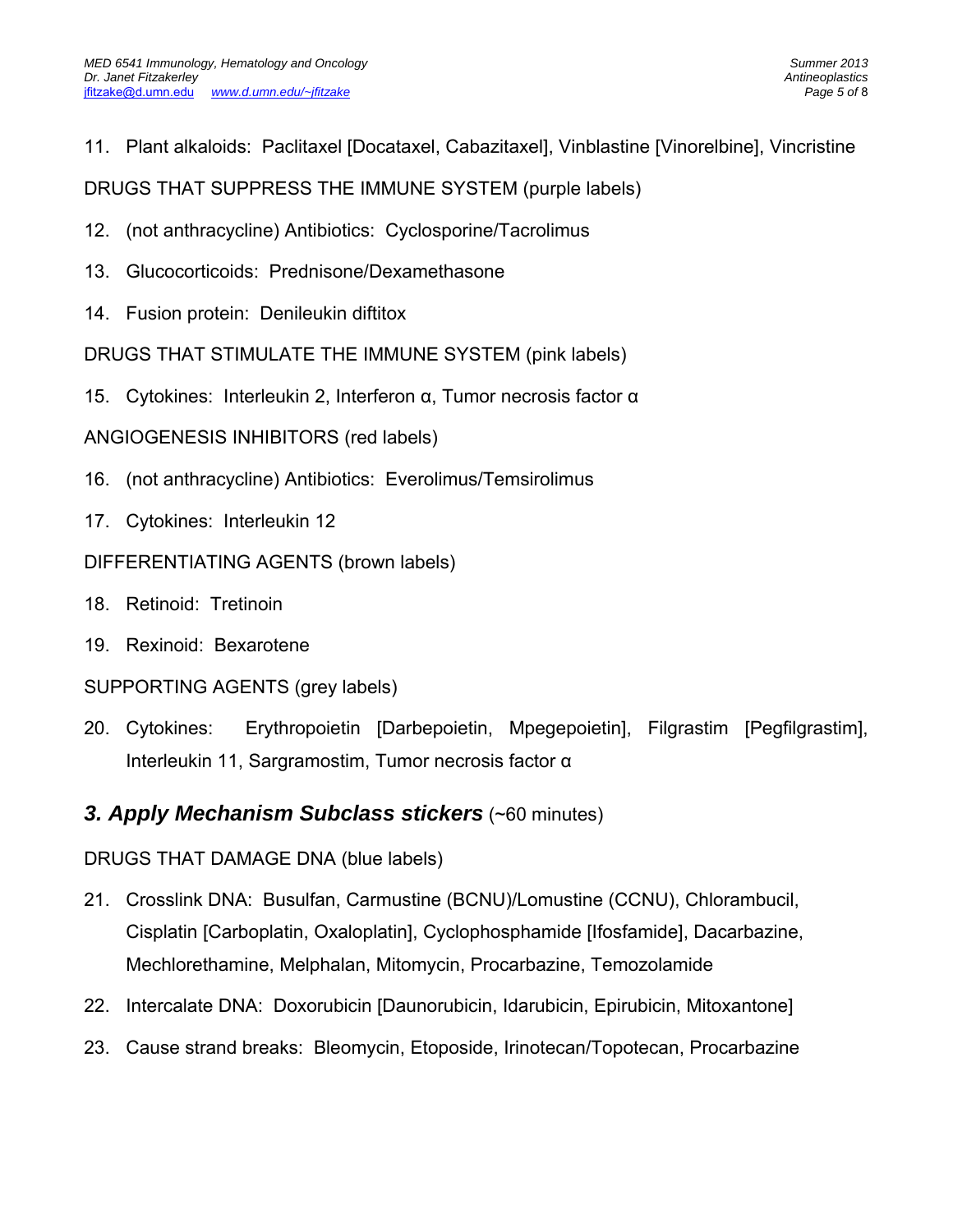11. Plant alkaloids: Paclitaxel [Docataxel, Cabazitaxel], Vinblastine [Vinorelbine], Vincristine

DRUGS THAT SUPPRESS THE IMMUNE SYSTEM (purple labels)

12. (not anthracycline) Antibiotics: Cyclosporine/Tacrolimus
13. Glucocorticoids: Prednisone/Dexamethasone
14. Fusion protein: Denileukin diftitox

DRUGS THAT STIMULATE THE IMMUNE SYSTEM (pink labels)

15. Cytokines: Interleukin 2, Interferon α, Tumor necrosis factor α

ANGIOGENESIS INHIBITORS (red labels)

16. (not anthracycline) Antibiotics: Everolimus/Temsirolimus
17. Cytokines: Interleukin 12

DIFFERENTIATING AGENTS (brown labels)

18. Retinoid: Tretinoin
19. Rexinoid: Bexarotene

SUPPORTING AGENTS (grey labels)

20. Cytokines: Erythropoietin [Darbepoietin, Mpegepoietin], Filgrastim [Pegfilgrastim], Interleukin 11, Sargramostim, Tumor necrosis factor α

## *3. Apply Mechanism Subclass stickers* (~60 minutes)

DRUGS THAT DAMAGE DNA (blue labels)

21. Crosslink DNA: Busulfan, Carmustine (BCNU)/Lomustine (CCNU), Chlorambucil, Cisplatin [Carboplatin, Oxaloplatin], Cyclophosphamide [Ifosfamide], Dacarbazine, Mechlorethamine, Melphalan, Mitomycin, Procarbazine, Temozolamide
22. Intercalate DNA: Doxorubicin [Daunorubicin, Idarubicin, Epirubicin, Mitoxantone]
23. Cause strand breaks: Bleomycin, Etoposide, Irinotecan/Topotecan, Procarbazine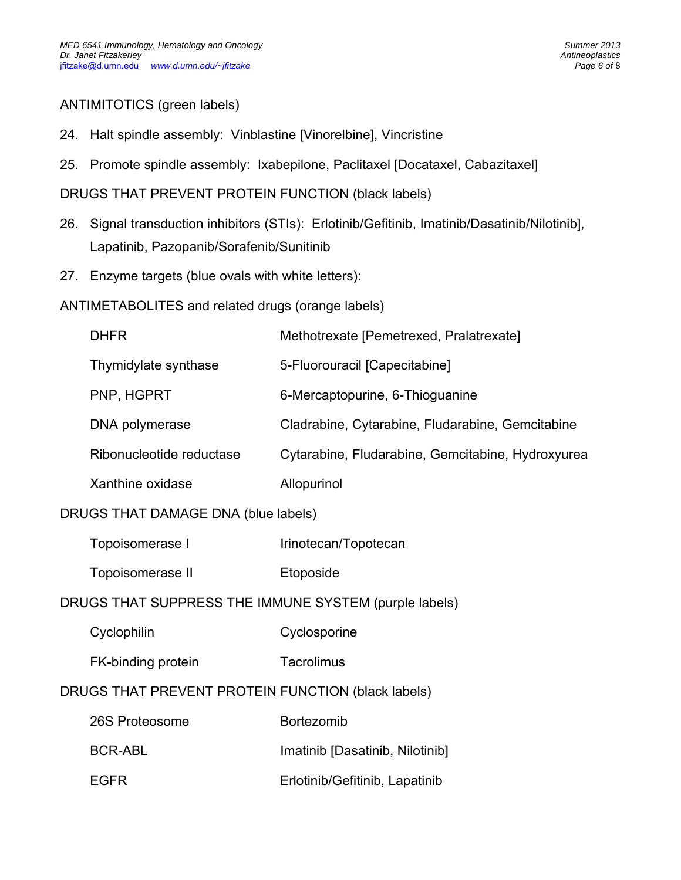ANTIMITOTICS (green labels)

24. Halt spindle assembly: Vinblastine [Vinorelbine], Vincristine

25. Promote spindle assembly: Ixabepilone, Paclitaxel [Docataxel, Cabazitaxel]

DRUGS THAT PREVENT PROTEIN FUNCTION (black labels)

26. Signal transduction inhibitors (STIs): Erlotinib/Gefitinib, Imatinib/Dasatinib/Nilotinib], Lapatinib, Pazopanib/Sorafenib/Sunitinib

27. Enzyme targets (blue ovals with white letters):

ANTIMETABOLITES and related drugs (orange labels)

| | |
|---|---|
| DHFR | Methotrexate [Pemetrexed, Pralatrexate] |
| Thymidylate synthase | 5-Fluorouracil [Capecitabine] |
| PNP, HGPRT | 6-Mercaptopurine, 6-Thioguanine |
| DNA polymerase | Cladrabine, Cytarabine, Fludarabine, Gemcitabine |
| Ribonucleotide reductase | Cytarabine, Fludarabine, Gemcitabine, Hydroxyurea |
| Xanthine oxidase | Allopurinol |

DRUGS THAT DAMAGE DNA (blue labels)

| | |
|---|---|
| Topoisomerase I | Irinotecan/Topotecan |
| Topoisomerase II | Etoposide |

DRUGS THAT SUPPRESS THE IMMUNE SYSTEM (purple labels)

| | |
|---|---|
| Cyclophilin | Cyclosporine |
| FK-binding protein | Tacrolimus |

DRUGS THAT PREVENT PROTEIN FUNCTION (black labels)

| | |
|---|---|
| 26S Proteosome | Bortezomib |
| BCR-ABL | Imatinib [Dasatinib, Nilotinib] |
| EGFR | Erlotinib/Gefitinib, Lapatinib |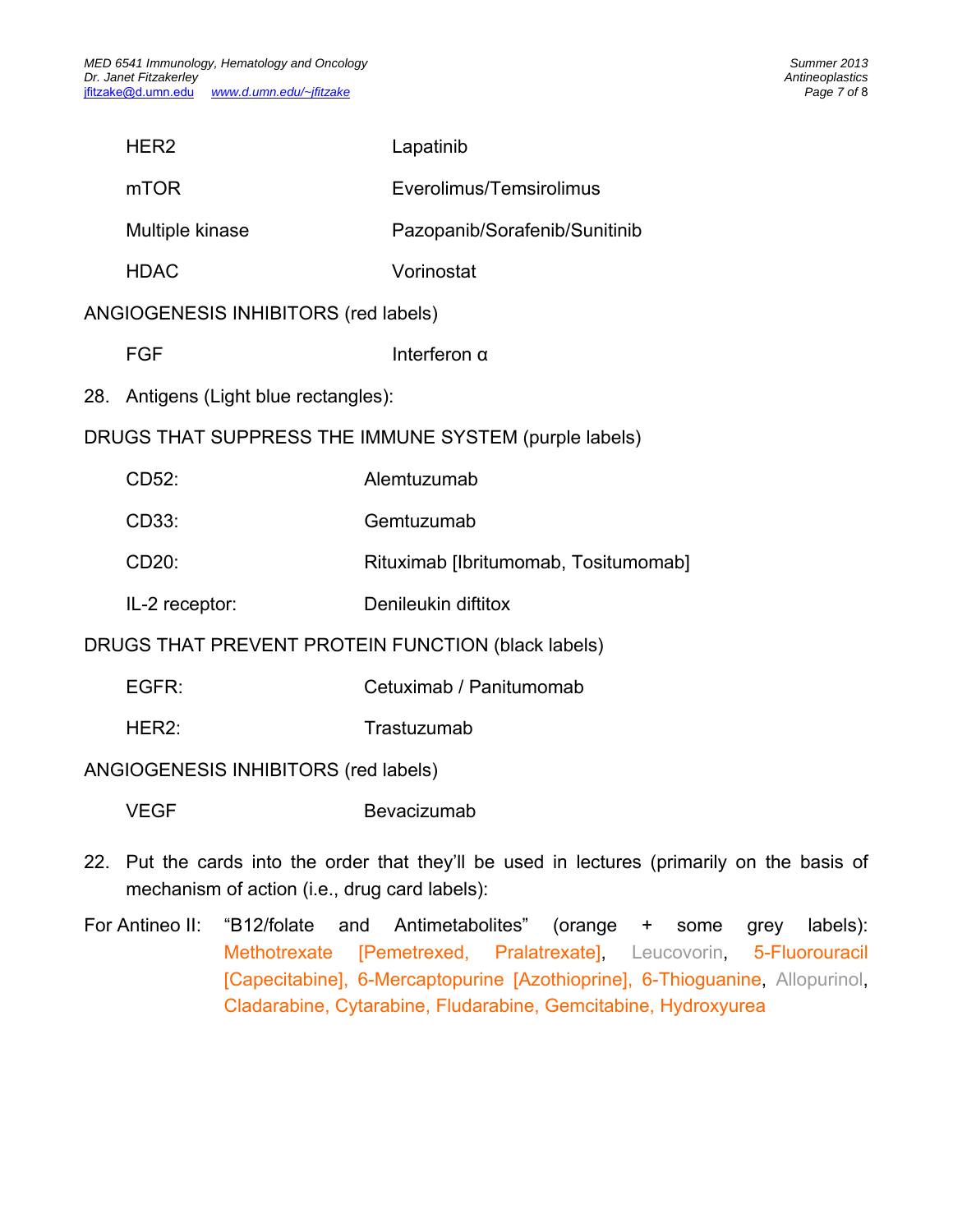| | |
|---|---|
| HER2 | Lapatinib |
| mTOR | Everolimus/Temsirolimus |
| Multiple kinase | Pazopanib/Sorafenib/Sunitinib |
| HDAC | Vorinostat |

ANGIOGENESIS INHIBITORS (red labels)

| | |
|---|---|
| FGF | Interferon α |

28. Antigens (Light blue rectangles):

DRUGS THAT SUPPRESS THE IMMUNE SYSTEM (purple labels)

| | |
|---|---|
| CD52: | Alemtuzumab |
| CD33: | Gemtuzumab |
| CD20: | Rituximab [Ibritumomab, Tositumomab] |
| IL-2 receptor: | Denileukin diftitox |

DRUGS THAT PREVENT PROTEIN FUNCTION (black labels)

| | |
|---|---|
| EGFR: | Cetuximab / Panitumomab |
| HER2: | Trastuzumab |

ANGIOGENESIS INHIBITORS (red labels)

| | |
|---|---|
| VEGF | Bevacizumab |

22. Put the cards into the order that they'll be used in lectures (primarily on the basis of mechanism of action (i.e., drug card labels):

For Antineo II: "B12/folate and Antimetabolites" (orange + some grey labels): Methotrexate [Pemetrexed, Pralatrexate], Leucovorin, 5-Fluorouracil [Capecitabine], 6-Mercaptopurine [Azothioprine], 6-Thioguanine, Allopurinol, Cladarabine, Cytarabine, Fludarabine, Gemcitabine, Hydroxyurea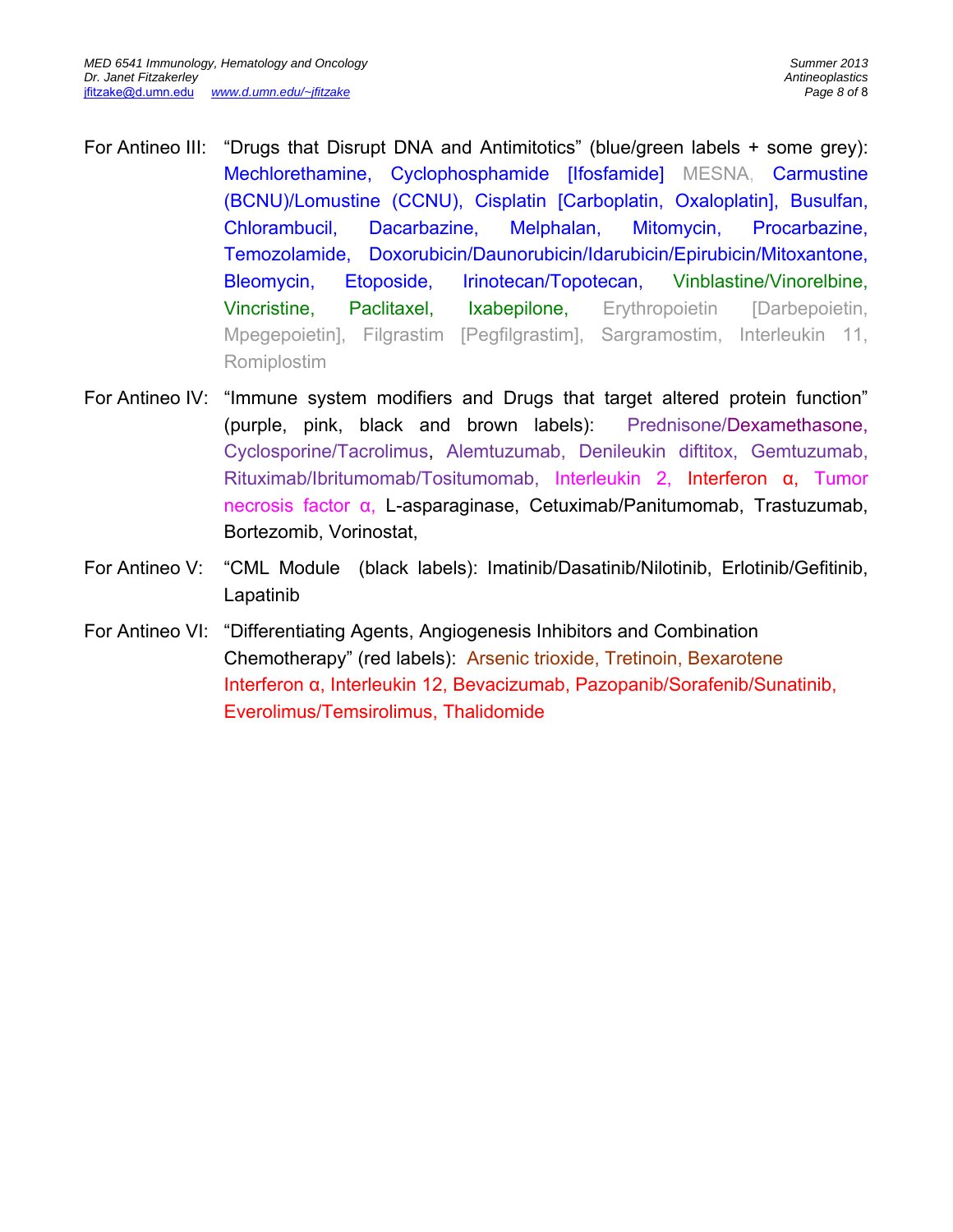For Antineo III: "Drugs that Disrupt DNA and Antimitotics" (blue/green labels + some grey): Mechlorethamine, Cyclophosphamide [Ifosfamide] MESNA, Carmustine (BCNU)/Lomustine (CCNU), Cisplatin [Carboplatin, Oxaloplatin], Busulfan, Chlorambucil, Dacarbazine, Melphalan, Mitomycin, Procarbazine, Temozolamide, Doxorubicin/Daunorubicin/Idarubicin/Epirubicin/Mitoxantone, Bleomycin, Etoposide, Irinotecan/Topotecan, Vinblastine/Vinorelbine, Vincristine, Paclitaxel, Ixabepilone, Erythropoietin [Darbepoietin, Mpegepoietin], Filgrastim [Pegfilgrastim], Sargramostim, Interleukin 11, Romiplostim

For Antineo IV: "Immune system modifiers and Drugs that target altered protein function" (purple, pink, black and brown labels): Prednisone/Dexamethasone, Cyclosporine/Tacrolimus, Alemtuzumab, Denileukin diftitox, Gemtuzumab, Rituximab/Ibritumomab/Tositumomab, Interleukin 2, Interferon α, Tumor necrosis factor α, L-asparaginase, Cetuximab/Panitumomab, Trastuzumab, Bortezomib, Vorinostat,

For Antineo V: "CML Module (black labels): Imatinib/Dasatinib/Nilotinib, Erlotinib/Gefitinib, Lapatinib

For Antineo VI: "Differentiating Agents, Angiogenesis Inhibitors and Combination Chemotherapy" (red labels): Arsenic trioxide, Tretinoin, Bexarotene Interferon α, Interleukin 12, Bevacizumab, Pazopanib/Sorafenib/Sunatinib, Everolimus/Temsirolimus, Thalidomide